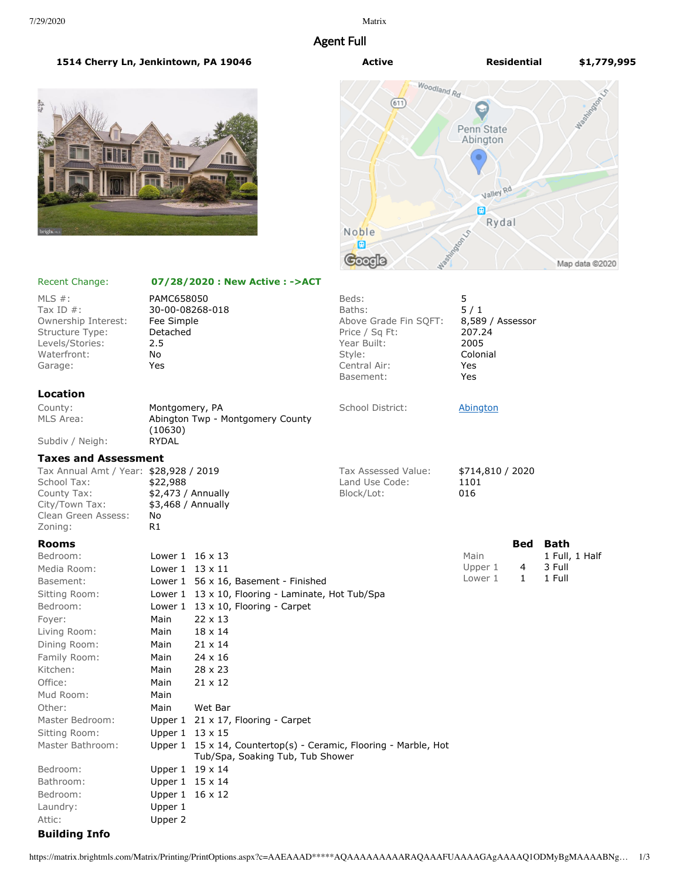# Agent Full

**1514 Cherry Ln, Jenkintown, PA 19046** | **Active** | **Residential** | **$1,779,995**

Recent Change: **07/28/2020 : New Active : ->ACT**

| | | | |
|---|---|---|---|
| MLS #: | PAMC658050 | Beds: | 5 |
| Tax ID #: | 30-00-08268-018 | Baths: | 5 / 1 |
| Ownership Interest: | Fee Simple | Above Grade Fin SQFT: | 8,589 / Assessor |
| Structure Type: | Detached | Price / Sq Ft: | 207.24 |
| Levels/Stories: | 2.5 | Year Built: | 2005 |
| Waterfront: | No | Style: | Colonial |
| Garage: | Yes | Central Air: | Yes |
| | | Basement: | Yes |

## Location

| | | | |
|---|---|---|---|
| County: | Montgomery, PA | School District: | Abington |
| MLS Area: | Abington Twp - Montgomery County (10630) | | |
| Subdiv / Neigh: | RYDAL | | |

## Taxes and Assessment

| | | | |
|---|---|---|---|
| Tax Annual Amt / Year: | $28,928 / 2019 | Tax Assessed Value: | $714,810 / 2020 |
| School Tax: | $22,988 | Land Use Code: | 1101 |
| County Tax: | $2,473 / Annually | Block/Lot: | 016 |
| City/Town Tax: | $3,468 / Annually | | |
| Clean Green Assess: | No | | |
| Zoning: | R1 | | |

## Rooms

| Room | Level | Details |
|---|---|---|
| Bedroom: | Lower 1 | 16 x 13 |
| Media Room: | Lower 1 | 13 x 11 |
| Basement: | Lower 1 | 56 x 16, Basement - Finished |
| Sitting Room: | Lower 1 | 13 x 10, Flooring - Laminate, Hot Tub/Spa |
| Bedroom: | Lower 1 | 13 x 10, Flooring - Carpet |
| Foyer: | Main | 22 x 13 |
| Living Room: | Main | 18 x 14 |
| Dining Room: | Main | 21 x 14 |
| Family Room: | Main | 24 x 16 |
| Kitchen: | Main | 28 x 23 |
| Office: | Main | 21 x 12 |
| Mud Room: | Main | |
| Other: | Main | Wet Bar |
| Master Bedroom: | Upper 1 | 21 x 17, Flooring - Carpet |
| Sitting Room: | Upper 1 | 13 x 15 |
| Master Bathroom: | Upper 1 | 15 x 14, Countertop(s) - Ceramic, Flooring - Marble, Hot Tub/Spa, Soaking Tub, Tub Shower |
| Bedroom: | Upper 1 | 19 x 14 |
| Bathroom: | Upper 1 | 15 x 14 |
| Bedroom: | Upper 1 | 16 x 12 |
| Laundry: | Upper 1 | |
| Attic: | Upper 2 | |

| | Bed | Bath |
|---|---|---|
| Main | | 1 Full, 1 Half |
| Upper 1 | 4 | 3 Full |
| Lower 1 | 1 | 1 Full |

## Building Info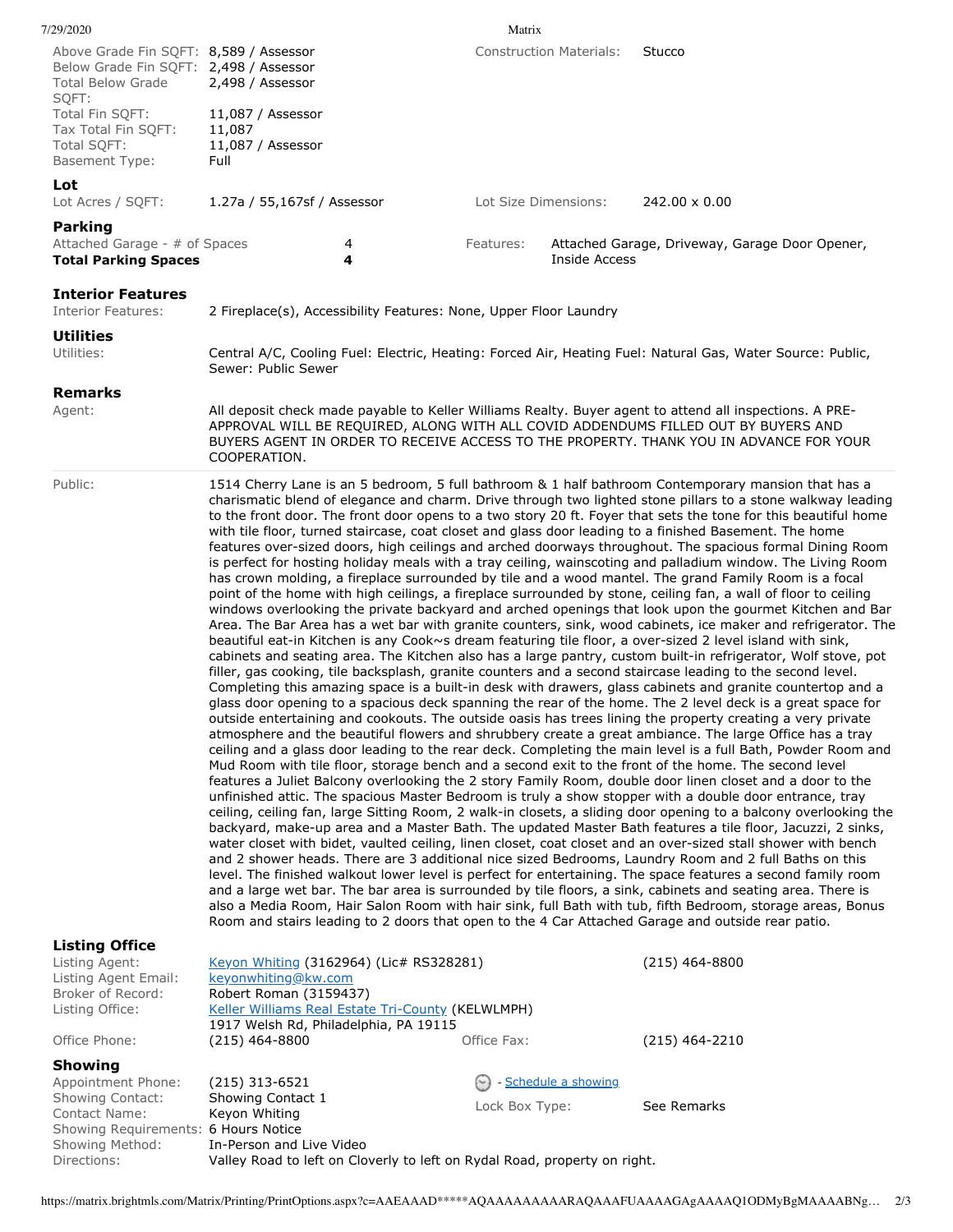| | | | |
|---|---|---|---|
| Above Grade Fin SQFT: | 8,589 / Assessor | Construction Materials: | Stucco |
| Below Grade Fin SQFT: | 2,498 / Assessor | | |
| Total Below Grade SQFT: | 2,498 / Assessor | | |
| Total Fin SQFT: | 11,087 / Assessor | | |
| Tax Total Fin SQFT: | 11,087 | | |
| Total SQFT: | 11,087 / Assessor | | |
| Basement Type: | Full | | |

### Lot

| | | | |
|---|---|---|---|
| Lot Acres / SQFT: | 1.27a / 55,167sf / Assessor | Lot Size Dimensions: | 242.00 x 0.00 |

### Parking

| | | | |
|---|---|---|---|
| Attached Garage - # of Spaces | 4 | Features: | Attached Garage, Driveway, Garage Door Opener, Inside Access |
| **Total Parking Spaces** | **4** | | |

### Interior Features

Interior Features: 2 Fireplace(s), Accessibility Features: None, Upper Floor Laundry

### Utilities

Utilities: Central A/C, Cooling Fuel: Electric, Heating: Forced Air, Heating Fuel: Natural Gas, Water Source: Public, Sewer: Public Sewer

### Remarks

Agent: All deposit check made payable to Keller Williams Realty. Buyer agent to attend all inspections. A PRE-APPROVAL WILL BE REQUIRED, ALONG WITH ALL COVID ADDENDUMS FILLED OUT BY BUYERS AND BUYERS AGENT IN ORDER TO RECEIVE ACCESS TO THE PROPERTY. THANK YOU IN ADVANCE FOR YOUR COOPERATION.

Public: 1514 Cherry Lane is an 5 bedroom, 5 full bathroom & 1 half bathroom Contemporary mansion that has a charismatic blend of elegance and charm. Drive through two lighted stone pillars to a stone walkway leading to the front door. The front door opens to a two story 20 ft. Foyer that sets the tone for this beautiful home with tile floor, turned staircase, coat closet and glass door leading to a finished Basement. The home features over-sized doors, high ceilings and arched doorways throughout. The spacious formal Dining Room is perfect for hosting holiday meals with a tray ceiling, wainscoting and palladium window. The Living Room has crown molding, a fireplace surrounded by tile and a wood mantel. The grand Family Room is a focal point of the home with high ceilings, a fireplace surrounded by stone, ceiling fan, a wall of floor to ceiling windows overlooking the private backyard and arched openings that look upon the gourmet Kitchen and Bar Area. The Bar Area has a wet bar with granite counters, sink, wood cabinets, ice maker and refrigerator. The beautiful eat-in Kitchen is any Cook~s dream featuring tile floor, a over-sized 2 level island with sink, cabinets and seating area. The Kitchen also has a large pantry, custom built-in refrigerator, Wolf stove, pot filler, gas cooking, tile backsplash, granite counters and a second staircase leading to the second level. Completing this amazing space is a built-in desk with drawers, glass cabinets and granite countertop and a glass door opening to a spacious deck spanning the rear of the home. The 2 level deck is a great space for outside entertaining and cookouts. The outside oasis has trees lining the property creating a very private atmosphere and the beautiful flowers and shrubbery create a great ambiance. The large Office has a tray ceiling and a glass door leading to the rear deck. Completing the main level is a full Bath, Powder Room and Mud Room with tile floor, storage bench and a second exit to the front of the home. The second level features a Juliet Balcony overlooking the 2 story Family Room, double door linen closet and a door to the unfinished attic. The spacious Master Bedroom is truly a show stopper with a double door entrance, tray ceiling, ceiling fan, large Sitting Room, 2 walk-in closets, a sliding door opening to a balcony overlooking the backyard, make-up area and a Master Bath. The updated Master Bath features a tile floor, Jacuzzi, 2 sinks, water closet with bidet, vaulted ceiling, linen closet, coat closet and an over-sized stall shower with bench and 2 shower heads. There are 3 additional nice sized Bedrooms, Laundry Room and 2 full Baths on this level. The finished walkout lower level is perfect for entertaining. The space features a second family room and a large wet bar. The bar area is surrounded by tile floors, a sink, cabinets and seating area. There is also a Media Room, Hair Salon Room with hair sink, full Bath with tub, fifth Bedroom, storage areas, Bonus Room and stairs leading to 2 doors that open to the 4 Car Attached Garage and outside rear patio.

### Listing Office

| | | | |
|---|---|---|---|
| Listing Agent: | Keyon Whiting (3162964) (Lic# RS328281) | | (215) 464-8800 |
| Listing Agent Email: | keyonwhiting@kw.com | | |
| Broker of Record: | Robert Roman (3159437) | | |
| Listing Office: | Keller Williams Real Estate Tri-County (KELWLMPH) 1917 Welsh Rd, Philadelphia, PA 19115 | | |
| Office Phone: | (215) 464-8800 | Office Fax: | (215) 464-2210 |

### Showing

| | | | |
|---|---|---|---|
| Appointment Phone: | (215) 313-6521 | - Schedule a showing | |
| Showing Contact: | Showing Contact 1 | Lock Box Type: | See Remarks |
| Contact Name: | Keyon Whiting | | |
| Showing Requirements: | 6 Hours Notice | | |
| Showing Method: | In-Person and Live Video | | |
| Directions: | Valley Road to left on Cloverly to left on Rydal Road, property on right. | | |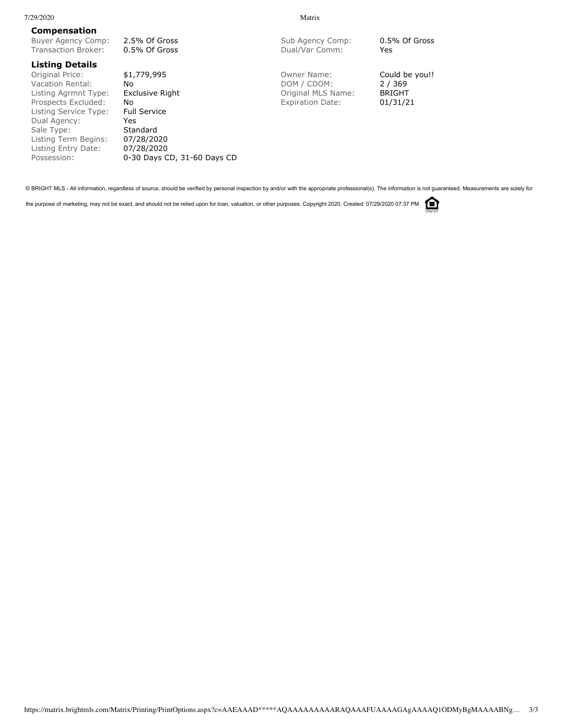## Compensation

| | | | |
|---|---|---|---|
| Buyer Agency Comp: | 2.5% Of Gross | Sub Agency Comp: | 0.5% Of Gross |
| Transaction Broker: | 0.5% Of Gross | Dual/Var Comm: | Yes |

## Listing Details

| | | | |
|---|---|---|---|
| Original Price: | $1,779,995 | Owner Name: | Could be you!! |
| Vacation Rental: | No | DOM / CDOM: | 2 / 369 |
| Listing Agrmnt Type: | Exclusive Right | Original MLS Name: | BRIGHT |
| Prospects Excluded: | No | Expiration Date: | 01/31/21 |
| Listing Service Type: | Full Service | | |
| Dual Agency: | Yes | | |
| Sale Type: | Standard | | |
| Listing Term Begins: | 07/28/2020 | | |
| Listing Entry Date: | 07/28/2020 | | |
| Possession: | 0-30 Days CD, 31-60 Days CD | | |

© BRIGHT MLS - All information, regardless of source, should be verified by personal inspection by and/or with the appropriate professional(s). The information is not guaranteed. Measurements are solely for the purpose of marketing, may not be exact, and should not be relied upon for loan, valuation, or other purposes. Copyright 2020. Created: 07/29/2020 07:37 PM